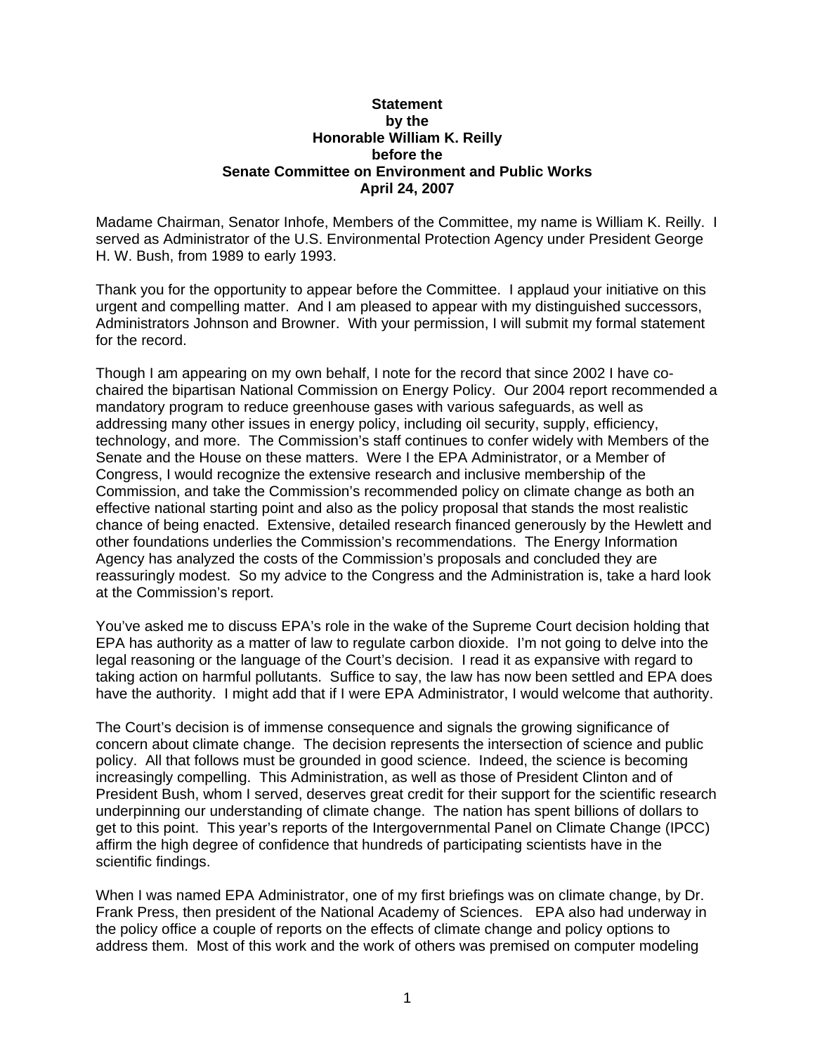**Statement**
**by the**
**Honorable William K. Reilly**
**before the**
**Senate Committee on Environment and Public Works**
**April 24, 2007**

Madame Chairman, Senator Inhofe, Members of the Committee, my name is William K. Reilly. I served as Administrator of the U.S. Environmental Protection Agency under President George H. W. Bush, from 1989 to early 1993.

Thank you for the opportunity to appear before the Committee. I applaud your initiative on this urgent and compelling matter. And I am pleased to appear with my distinguished successors, Administrators Johnson and Browner. With your permission, I will submit my formal statement for the record.

Though I am appearing on my own behalf, I note for the record that since 2002 I have co-chaired the bipartisan National Commission on Energy Policy. Our 2004 report recommended a mandatory program to reduce greenhouse gases with various safeguards, as well as addressing many other issues in energy policy, including oil security, supply, efficiency, technology, and more. The Commission's staff continues to confer widely with Members of the Senate and the House on these matters. Were I the EPA Administrator, or a Member of Congress, I would recognize the extensive research and inclusive membership of the Commission, and take the Commission's recommended policy on climate change as both an effective national starting point and also as the policy proposal that stands the most realistic chance of being enacted. Extensive, detailed research financed generously by the Hewlett and other foundations underlies the Commission's recommendations. The Energy Information Agency has analyzed the costs of the Commission's proposals and concluded they are reassuringly modest. So my advice to the Congress and the Administration is, take a hard look at the Commission's report.

You've asked me to discuss EPA's role in the wake of the Supreme Court decision holding that EPA has authority as a matter of law to regulate carbon dioxide. I'm not going to delve into the legal reasoning or the language of the Court's decision. I read it as expansive with regard to taking action on harmful pollutants. Suffice to say, the law has now been settled and EPA does have the authority. I might add that if I were EPA Administrator, I would welcome that authority.

The Court's decision is of immense consequence and signals the growing significance of concern about climate change. The decision represents the intersection of science and public policy. All that follows must be grounded in good science. Indeed, the science is becoming increasingly compelling. This Administration, as well as those of President Clinton and of President Bush, whom I served, deserves great credit for their support for the scientific research underpinning our understanding of climate change. The nation has spent billions of dollars to get to this point. This year's reports of the Intergovernmental Panel on Climate Change (IPCC) affirm the high degree of confidence that hundreds of participating scientists have in the scientific findings.

When I was named EPA Administrator, one of my first briefings was on climate change, by Dr. Frank Press, then president of the National Academy of Sciences. EPA also had underway in the policy office a couple of reports on the effects of climate change and policy options to address them. Most of this work and the work of others was premised on computer modeling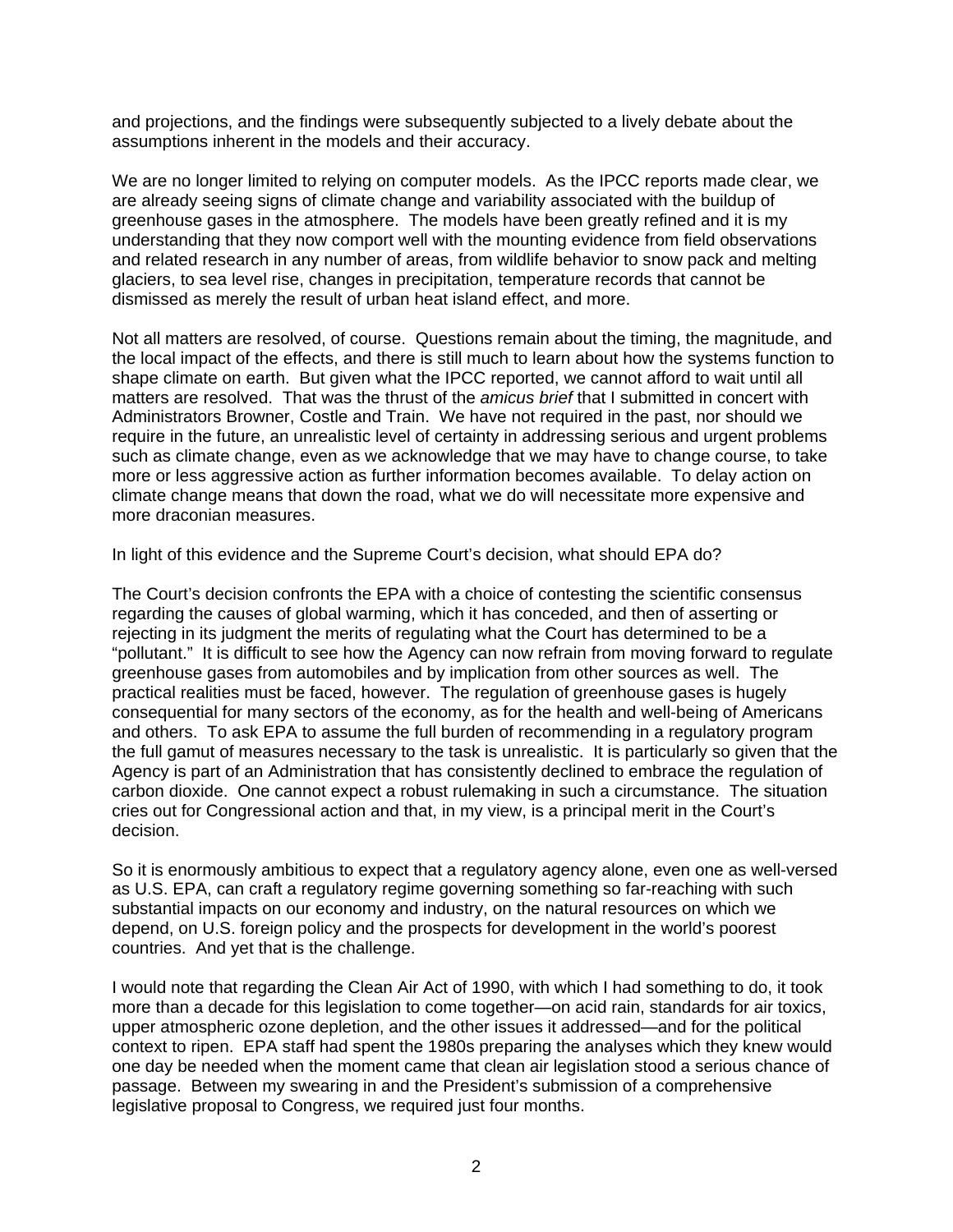and projections, and the findings were subsequently subjected to a lively debate about the assumptions inherent in the models and their accuracy.

We are no longer limited to relying on computer models. As the IPCC reports made clear, we are already seeing signs of climate change and variability associated with the buildup of greenhouse gases in the atmosphere. The models have been greatly refined and it is my understanding that they now comport well with the mounting evidence from field observations and related research in any number of areas, from wildlife behavior to snow pack and melting glaciers, to sea level rise, changes in precipitation, temperature records that cannot be dismissed as merely the result of urban heat island effect, and more.

Not all matters are resolved, of course. Questions remain about the timing, the magnitude, and the local impact of the effects, and there is still much to learn about how the systems function to shape climate on earth. But given what the IPCC reported, we cannot afford to wait until all matters are resolved. That was the thrust of the *amicus brief* that I submitted in concert with Administrators Browner, Costle and Train. We have not required in the past, nor should we require in the future, an unrealistic level of certainty in addressing serious and urgent problems such as climate change, even as we acknowledge that we may have to change course, to take more or less aggressive action as further information becomes available. To delay action on climate change means that down the road, what we do will necessitate more expensive and more draconian measures.

In light of this evidence and the Supreme Court's decision, what should EPA do?

The Court's decision confronts the EPA with a choice of contesting the scientific consensus regarding the causes of global warming, which it has conceded, and then of asserting or rejecting in its judgment the merits of regulating what the Court has determined to be a "pollutant." It is difficult to see how the Agency can now refrain from moving forward to regulate greenhouse gases from automobiles and by implication from other sources as well. The practical realities must be faced, however. The regulation of greenhouse gases is hugely consequential for many sectors of the economy, as for the health and well-being of Americans and others. To ask EPA to assume the full burden of recommending in a regulatory program the full gamut of measures necessary to the task is unrealistic. It is particularly so given that the Agency is part of an Administration that has consistently declined to embrace the regulation of carbon dioxide. One cannot expect a robust rulemaking in such a circumstance. The situation cries out for Congressional action and that, in my view, is a principal merit in the Court's decision.

So it is enormously ambitious to expect that a regulatory agency alone, even one as well-versed as U.S. EPA, can craft a regulatory regime governing something so far-reaching with such substantial impacts on our economy and industry, on the natural resources on which we depend, on U.S. foreign policy and the prospects for development in the world's poorest countries. And yet that is the challenge.

I would note that regarding the Clean Air Act of 1990, with which I had something to do, it took more than a decade for this legislation to come together—on acid rain, standards for air toxics, upper atmospheric ozone depletion, and the other issues it addressed—and for the political context to ripen. EPA staff had spent the 1980s preparing the analyses which they knew would one day be needed when the moment came that clean air legislation stood a serious chance of passage. Between my swearing in and the President's submission of a comprehensive legislative proposal to Congress, we required just four months.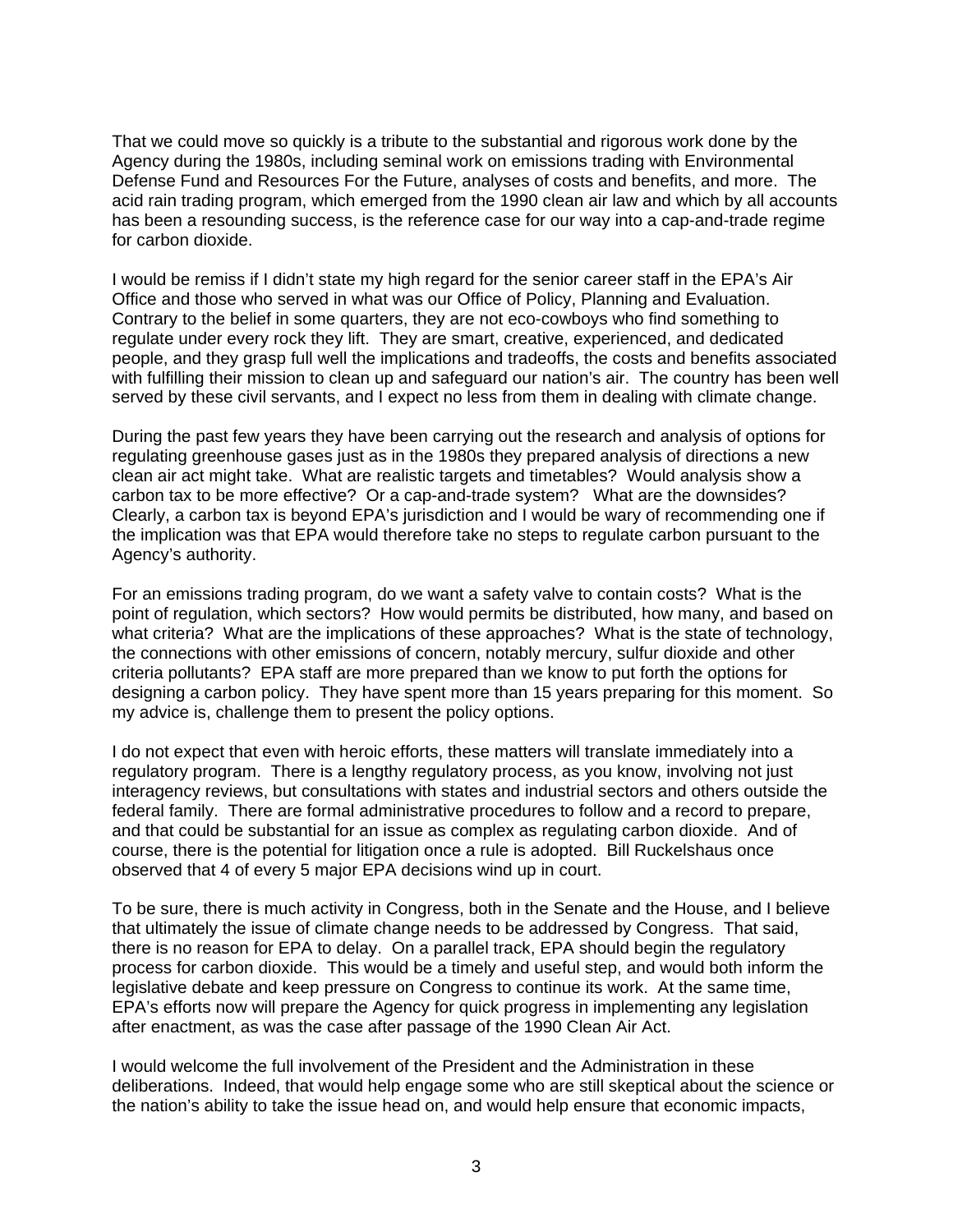That we could move so quickly is a tribute to the substantial and rigorous work done by the Agency during the 1980s, including seminal work on emissions trading with Environmental Defense Fund and Resources For the Future, analyses of costs and benefits, and more. The acid rain trading program, which emerged from the 1990 clean air law and which by all accounts has been a resounding success, is the reference case for our way into a cap-and-trade regime for carbon dioxide.

I would be remiss if I didn't state my high regard for the senior career staff in the EPA's Air Office and those who served in what was our Office of Policy, Planning and Evaluation. Contrary to the belief in some quarters, they are not eco-cowboys who find something to regulate under every rock they lift. They are smart, creative, experienced, and dedicated people, and they grasp full well the implications and tradeoffs, the costs and benefits associated with fulfilling their mission to clean up and safeguard our nation's air. The country has been well served by these civil servants, and I expect no less from them in dealing with climate change.

During the past few years they have been carrying out the research and analysis of options for regulating greenhouse gases just as in the 1980s they prepared analysis of directions a new clean air act might take. What are realistic targets and timetables? Would analysis show a carbon tax to be more effective? Or a cap-and-trade system? What are the downsides? Clearly, a carbon tax is beyond EPA's jurisdiction and I would be wary of recommending one if the implication was that EPA would therefore take no steps to regulate carbon pursuant to the Agency's authority.

For an emissions trading program, do we want a safety valve to contain costs? What is the point of regulation, which sectors? How would permits be distributed, how many, and based on what criteria? What are the implications of these approaches? What is the state of technology, the connections with other emissions of concern, notably mercury, sulfur dioxide and other criteria pollutants? EPA staff are more prepared than we know to put forth the options for designing a carbon policy. They have spent more than 15 years preparing for this moment. So my advice is, challenge them to present the policy options.

I do not expect that even with heroic efforts, these matters will translate immediately into a regulatory program. There is a lengthy regulatory process, as you know, involving not just interagency reviews, but consultations with states and industrial sectors and others outside the federal family. There are formal administrative procedures to follow and a record to prepare, and that could be substantial for an issue as complex as regulating carbon dioxide. And of course, there is the potential for litigation once a rule is adopted. Bill Ruckelshaus once observed that 4 of every 5 major EPA decisions wind up in court.

To be sure, there is much activity in Congress, both in the Senate and the House, and I believe that ultimately the issue of climate change needs to be addressed by Congress. That said, there is no reason for EPA to delay. On a parallel track, EPA should begin the regulatory process for carbon dioxide. This would be a timely and useful step, and would both inform the legislative debate and keep pressure on Congress to continue its work. At the same time, EPA's efforts now will prepare the Agency for quick progress in implementing any legislation after enactment, as was the case after passage of the 1990 Clean Air Act.

I would welcome the full involvement of the President and the Administration in these deliberations. Indeed, that would help engage some who are still skeptical about the science or the nation's ability to take the issue head on, and would help ensure that economic impacts,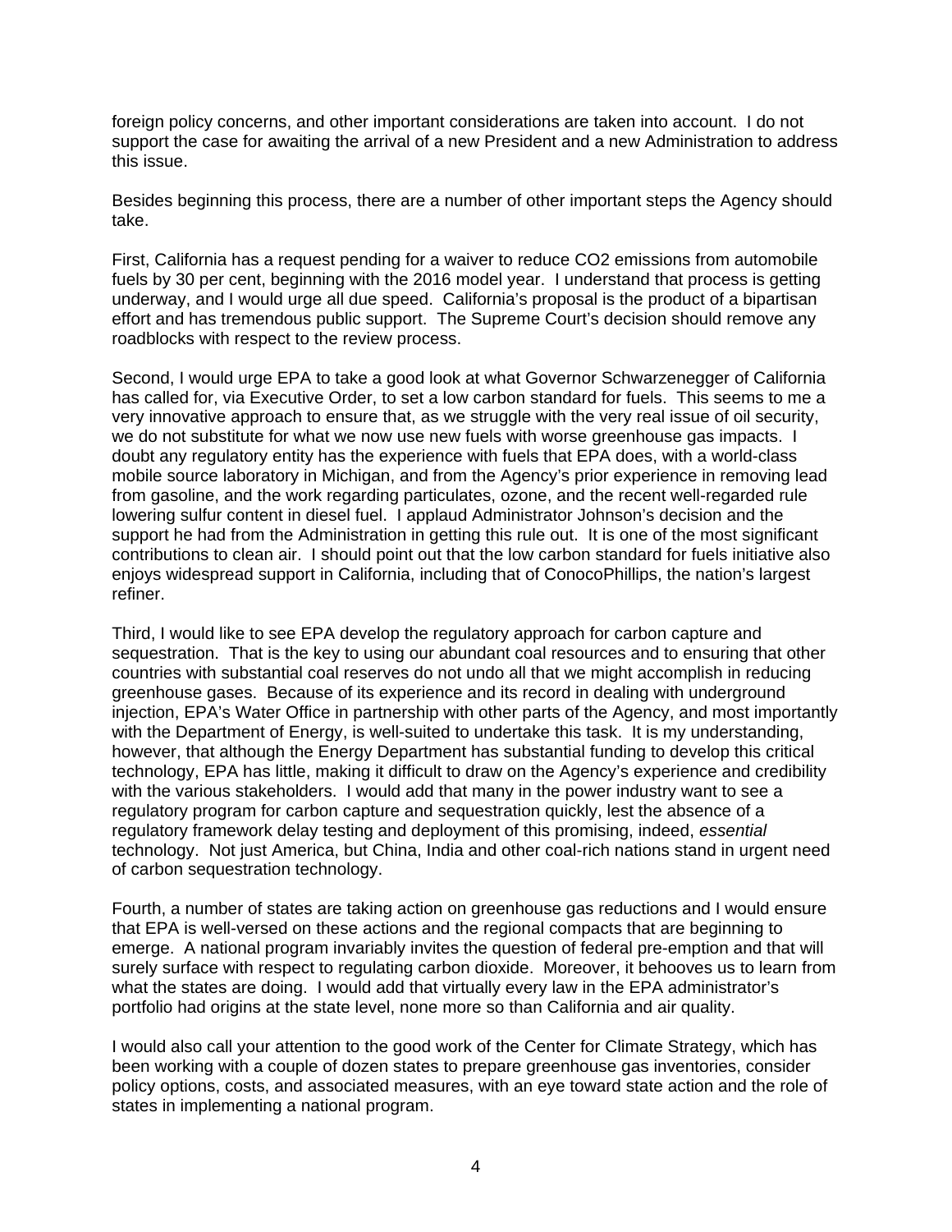foreign policy concerns, and other important considerations are taken into account. I do not support the case for awaiting the arrival of a new President and a new Administration to address this issue.

Besides beginning this process, there are a number of other important steps the Agency should take.

First, California has a request pending for a waiver to reduce $CO_2$ emissions from automobile fuels by 30 per cent, beginning with the 2016 model year. I understand that process is getting underway, and I would urge all due speed. California's proposal is the product of a bipartisan effort and has tremendous public support. The Supreme Court's decision should remove any roadblocks with respect to the review process.

Second, I would urge EPA to take a good look at what Governor Schwarzenegger of California has called for, via Executive Order, to set a low carbon standard for fuels. This seems to me a very innovative approach to ensure that, as we struggle with the very real issue of oil security, we do not substitute for what we now use new fuels with worse greenhouse gas impacts. I doubt any regulatory entity has the experience with fuels that EPA does, with a world-class mobile source laboratory in Michigan, and from the Agency's prior experience in removing lead from gasoline, and the work regarding particulates, ozone, and the recent well-regarded rule lowering sulfur content in diesel fuel. I applaud Administrator Johnson's decision and the support he had from the Administration in getting this rule out. It is one of the most significant contributions to clean air. I should point out that the low carbon standard for fuels initiative also enjoys widespread support in California, including that of ConocoPhillips, the nation's largest refiner.

Third, I would like to see EPA develop the regulatory approach for carbon capture and sequestration. That is the key to using our abundant coal resources and to ensuring that other countries with substantial coal reserves do not undo all that we might accomplish in reducing greenhouse gases. Because of its experience and its record in dealing with underground injection, EPA's Water Office in partnership with other parts of the Agency, and most importantly with the Department of Energy, is well-suited to undertake this task. It is my understanding, however, that although the Energy Department has substantial funding to develop this critical technology, EPA has little, making it difficult to draw on the Agency's experience and credibility with the various stakeholders. I would add that many in the power industry want to see a regulatory program for carbon capture and sequestration quickly, lest the absence of a regulatory framework delay testing and deployment of this promising, indeed, *essential* technology. Not just America, but China, India and other coal-rich nations stand in urgent need of carbon sequestration technology.

Fourth, a number of states are taking action on greenhouse gas reductions and I would ensure that EPA is well-versed on these actions and the regional compacts that are beginning to emerge. A national program invariably invites the question of federal pre-emption and that will surely surface with respect to regulating carbon dioxide. Moreover, it behooves us to learn from what the states are doing. I would add that virtually every law in the EPA administrator's portfolio had origins at the state level, none more so than California and air quality.

I would also call your attention to the good work of the Center for Climate Strategy, which has been working with a couple of dozen states to prepare greenhouse gas inventories, consider policy options, costs, and associated measures, with an eye toward state action and the role of states in implementing a national program.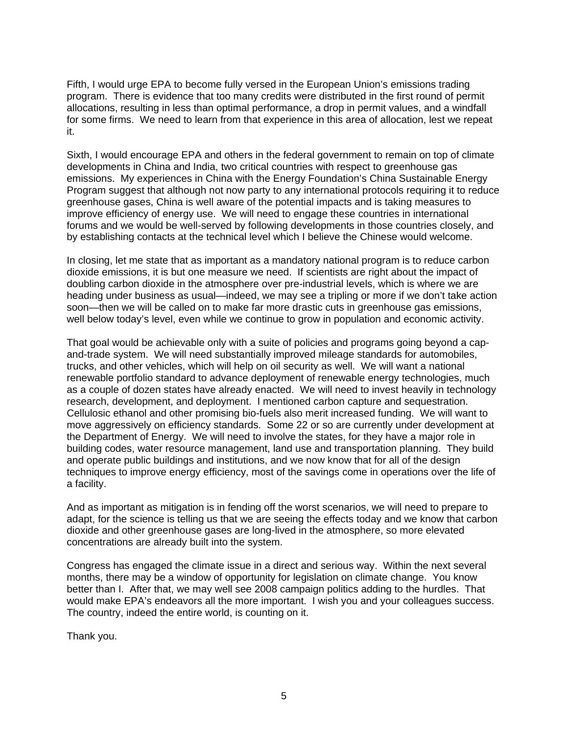Fifth, I would urge EPA to become fully versed in the European Union's emissions trading program. There is evidence that too many credits were distributed in the first round of permit allocations, resulting in less than optimal performance, a drop in permit values, and a windfall for some firms. We need to learn from that experience in this area of allocation, lest we repeat it.

Sixth, I would encourage EPA and others in the federal government to remain on top of climate developments in China and India, two critical countries with respect to greenhouse gas emissions. My experiences in China with the Energy Foundation's China Sustainable Energy Program suggest that although not now party to any international protocols requiring it to reduce greenhouse gases, China is well aware of the potential impacts and is taking measures to improve efficiency of energy use. We will need to engage these countries in international forums and we would be well-served by following developments in those countries closely, and by establishing contacts at the technical level which I believe the Chinese would welcome.

In closing, let me state that as important as a mandatory national program is to reduce carbon dioxide emissions, it is but one measure we need. If scientists are right about the impact of doubling carbon dioxide in the atmosphere over pre-industrial levels, which is where we are heading under business as usual—indeed, we may see a tripling or more if we don't take action soon—then we will be called on to make far more drastic cuts in greenhouse gas emissions, well below today's level, even while we continue to grow in population and economic activity.

That goal would be achievable only with a suite of policies and programs going beyond a cap-and-trade system. We will need substantially improved mileage standards for automobiles, trucks, and other vehicles, which will help on oil security as well. We will want a national renewable portfolio standard to advance deployment of renewable energy technologies, much as a couple of dozen states have already enacted. We will need to invest heavily in technology research, development, and deployment. I mentioned carbon capture and sequestration. Cellulosic ethanol and other promising bio-fuels also merit increased funding. We will want to move aggressively on efficiency standards. Some 22 or so are currently under development at the Department of Energy. We will need to involve the states, for they have a major role in building codes, water resource management, land use and transportation planning. They build and operate public buildings and institutions, and we now know that for all of the design techniques to improve energy efficiency, most of the savings come in operations over the life of a facility.

And as important as mitigation is in fending off the worst scenarios, we will need to prepare to adapt, for the science is telling us that we are seeing the effects today and we know that carbon dioxide and other greenhouse gases are long-lived in the atmosphere, so more elevated concentrations are already built into the system.

Congress has engaged the climate issue in a direct and serious way. Within the next several months, there may be a window of opportunity for legislation on climate change. You know better than I. After that, we may well see 2008 campaign politics adding to the hurdles. That would make EPA's endeavors all the more important. I wish you and your colleagues success. The country, indeed the entire world, is counting on it.

Thank you.